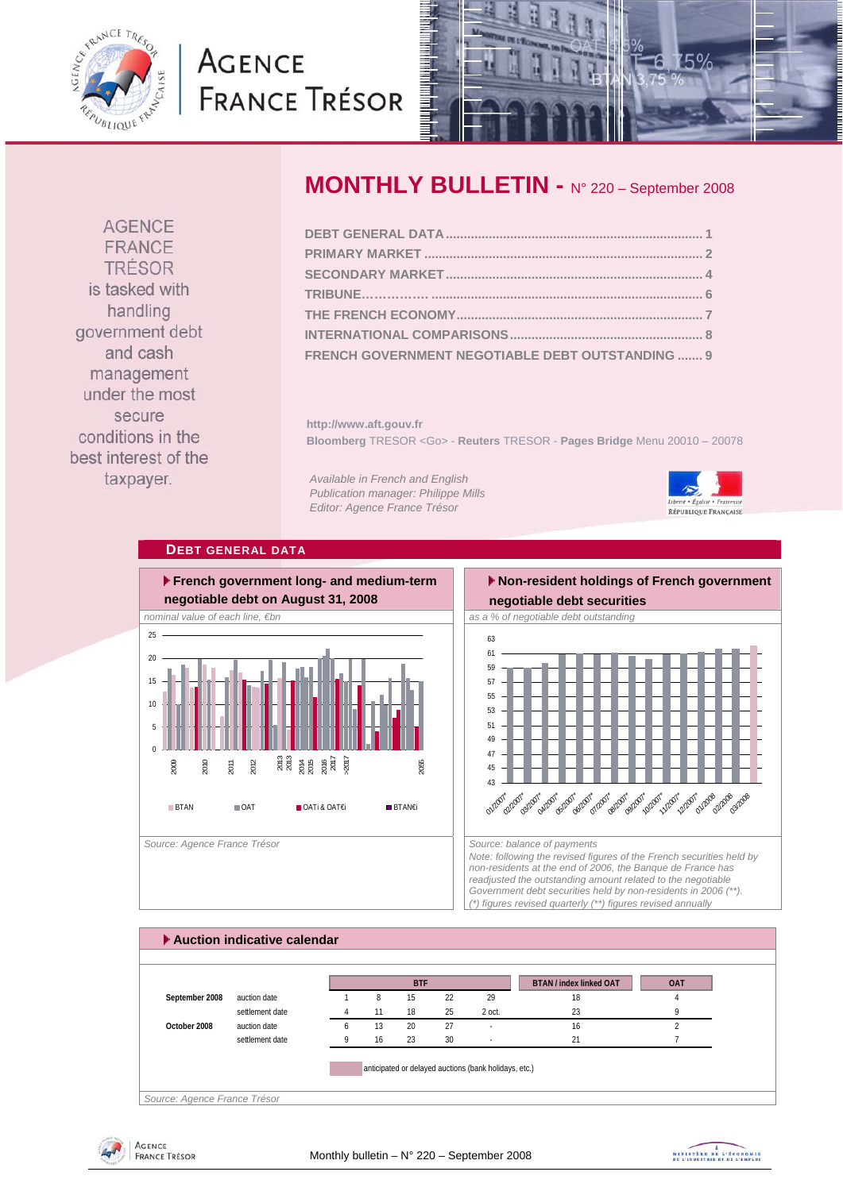# AGENCE FRANCE TRÉSOR

## MONTHLY BULLETIN - N° 220 – September 2008

DEBT GENERAL DATA ........................................................................ 1
PRIMARY MARKET ........................................................................ 2
SECONDARY MARKET ........................................................................ 4
TRIBUNE................ ........................................................................ 6
THE FRENCH ECONOMY ........................................................................ 7
INTERNATIONAL COMPARISONS ........................................................................ 8
FRENCH GOVERNMENT NEGOTIABLE DEBT OUTSTANDING ....... 9

AGENCE FRANCE TRÉSOR is tasked with handling government debt and cash management under the most secure conditions in the best interest of the taxpayer.

**http://www.aft.gouv.fr**
**Bloomberg** TRESOR <Go> - **Reuters** TRESOR - **Pages Bridge** Menu 20010 – 20078

*Available in French and English*
*Publication manager: Philippe Mills*
*Editor: Agence France Trésor*

## DEBT GENERAL DATA

### French government long- and medium-term negotiable debt on August 31, 2008

*nominal value of each line, €bn*

BTAN, OAT, OATi & OAT€i, BTAN€i

Source: Agence France Trésor

### Non-resident holdings of French government negotiable debt securities

*as a % of negotiable debt outstanding*

Source: balance of payments
Note: following the revised figures of the French securities held by non-residents at the end of 2006, the Banque de France has readjusted the outstanding amount related to the negotiable Government debt securities held by non-residents in 2006 (\*\*).
(\*) figures revised quarterly (\*\*) figures revised annually

### Auction indicative calendar

| | | BTF | | | | | BTAN / index linked OAT | OAT |
|---|---|---|---|---|---|---|---|---|
| **September 2008** | auction date | 1 | 8 | 15 | 22 | 29 | 18 | 4 |
| | settlement date | 4 | 11 | 18 | 25 | 2 oct. | 23 | 9 |
| **October 2008** | auction date | 6 | 13 | 20 | 27 | - | 16 | 2 |
| | settlement date | 9 | 16 | 23 | 30 | - | 21 | 7 |

anticipated or delayed auctions (bank holidays, etc.)

Source: Agence France Trésor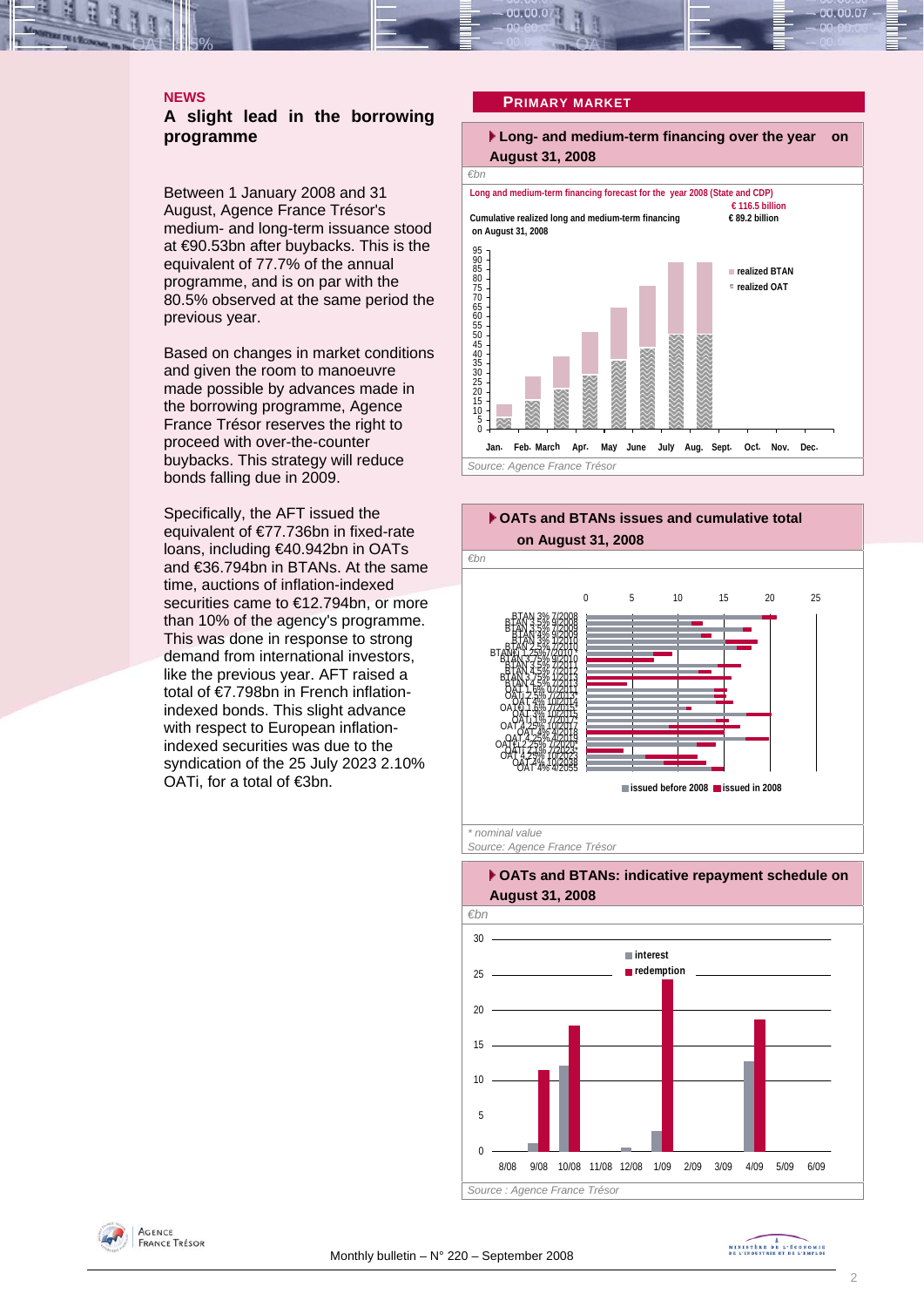## NEWS

### A slight lead in the borrowing programme

Between 1 January 2008 and 31 August, Agence France Trésor's medium- and long-term issuance stood at €90.53bn after buybacks. This is the equivalent of 77.7% of the annual programme, and is on par with the 80.5% observed at the same period the previous year.

Based on changes in market conditions and given the room to manoeuvre made possible by advances made in the borrowing programme, Agence France Trésor reserves the right to proceed with over-the-counter buybacks. This strategy will reduce bonds falling due in 2009.

Specifically, the AFT issued the equivalent of €77.736bn in fixed-rate loans, including €40.942bn in OATs and €36.794bn in BTANs. At the same time, auctions of inflation-indexed securities came to €12.794bn, or more than 10% of the agency's programme. This was done in response to strong demand from international investors, like the previous year. AFT raised a total of €7.798bn in French inflation-indexed bonds. This slight advance with respect to European inflation-indexed securities was due to the syndication of the 25 July 2023 2.10% OATi, for a total of €3bn.

## PRIMARY MARKET

### Long- and medium-term financing over the year on August 31, 2008

€bn

Long and medium-term financing forecast for the year 2008 (State and CDP): € 116.5 billion

Cumulative realized long and medium-term financing on August 31, 2008: € 89.2 billion

Source: Agence France Trésor

### OATs and BTANs issues and cumulative total on August 31, 2008

€bn

\* nominal value

Source: Agence France Trésor

### OATs and BTANs: indicative repayment schedule on August 31, 2008

€bn

Source : Agence France Trésor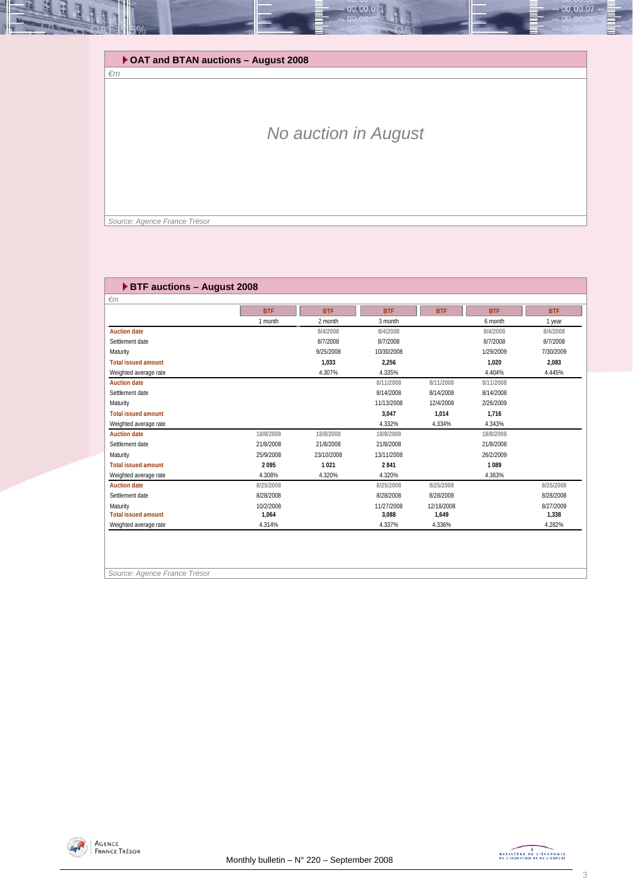## OAT and BTAN auctions – August 2008

*€m*

*No auction in August*

*Source: Agence France Trésor*

## BTF auctions – August 2008

*€m*

| | BTF | BTF | BTF | BTF | BTF | BTF |
|---|---|---|---|---|---|---|
| | 1 month | 2 month | 3 month | | 6 month | 1 year |
| **Auction date** | | 8/4/2008 | 8/4/2008 | | 8/4/2008 | 8/4/2008 |
| Settlement date | | 8/7/2008 | 8/7/2008 | | 8/7/2008 | 8/7/2008 |
| Maturity | | 9/25/2008 | 10/30/2008 | | 1/29/2009 | 7/30/2009 |
| **Total issued amount** | | **1,033** | **2,256** | | **1,020** | **2,083** |
| Weighted average rate | | 4.307% | 4.335% | | 4.404% | 4.445% |
| **Auction date** | | | 8/11/2008 | 8/11/2008 | 8/11/2008 | |
| Settlement date | | | 8/14/2008 | 8/14/2008 | 8/14/2008 | |
| Maturity | | | 11/13/2008 | 12/4/2008 | 2/26/2009 | |
| **Total issued amount** | | | **3,047** | **1,014** | **1,716** | |
| Weighted average rate | | | 4.332% | 4.334% | 4.343% | |
| **Auction date** | 18/8/2008 | 18/8/2008 | 18/8/2008 | | 18/8/2008 | |
| Settlement date | 21/8/2008 | 21/8/2008 | 21/8/2008 | | 21/8/2008 | |
| Maturity | 25/9/2008 | 23/10/2008 | 13/11/2008 | | 26/2/2009 | |
| **Total issued amount** | **2 095** | **1 021** | **2 841** | | **1 089** | |
| Weighted average rate | 4.308% | 4.320% | 4.320% | | 4.363% | |
| **Auction date** | 8/25/2008 | | 8/25/2008 | 8/25/2008 | | 8/25/2008 |
| Settlement date | 8/28/2008 | | 8/28/2008 | 8/28/2008 | | 8/28/2008 |
| Maturity | 10/2/2008 | | 11/27/2008 | 12/18/2008 | | 8/27/2009 |
| **Total issued amount** | **1,064** | | **3,088** | **1,649** | | **1,338** |
| Weighted average rate | 4.314% | | 4.337% | 4.336% | | 4.282% |

*Source: Agence France Trésor*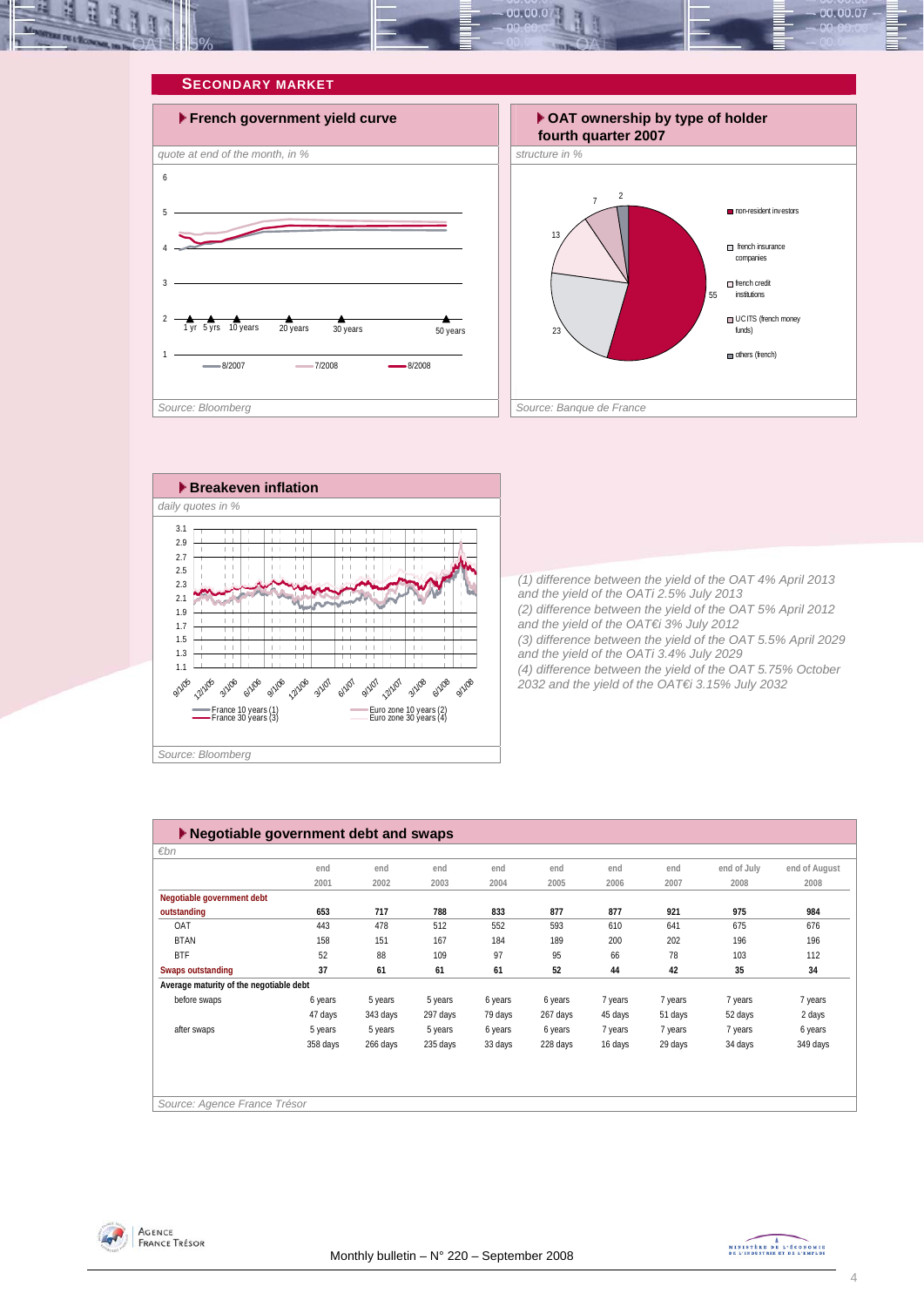## SECONDARY MARKET

### French government yield curve

*quote at end of the month, in %*

Source: Bloomberg

### OAT ownership by type of holder fourth quarter 2007

*structure in %*

Source: Banque de France

### Breakeven inflation

*daily quotes in %*

Source: Bloomberg

*(1) difference between the yield of the OAT 4% April 2013 and the yield of the OATi 2.5% July 2013*
*(2) difference between the yield of the OAT 5% April 2012 and the yield of the OAT€i 3% July 2012*
*(3) difference between the yield of the OAT 5.5% April 2029 and the yield of the OATi 3.4% July 2029*
*(4) difference between the yield of the OAT 5.75% October 2032 and the yield of the OAT€i 3.15% July 2032*

### Negotiable government debt and swaps

*€bn*

| | end 2001 | end 2002 | end 2003 | end 2004 | end 2005 | end 2006 | end 2007 | end of July 2008 | end of August 2008 |
|---|---|---|---|---|---|---|---|---|---|
| **Negotiable government debt outstanding** | **653** | **717** | **788** | **833** | **877** | **877** | **921** | **975** | **984** |
| OAT | 443 | 478 | 512 | 552 | 593 | 610 | 641 | 675 | 676 |
| BTAN | 158 | 151 | 167 | 184 | 189 | 200 | 202 | 196 | 196 |
| BTF | 52 | 88 | 109 | 97 | 95 | 66 | 78 | 103 | 112 |
| **Swaps outstanding** | **37** | **61** | **61** | **61** | **52** | **44** | **42** | **35** | **34** |
| **Average maturity of the negotiable debt** | | | | | | | | | |
| before swaps | 6 years | 5 years | 5 years | 6 years | 6 years | 7 years | 7 years | 7 years | 7 years |
| | 47 days | 343 days | 297 days | 79 days | 267 days | 45 days | 51 days | 52 days | 2 days |
| after swaps | 5 years | 5 years | 5 years | 6 years | 6 years | 7 years | 7 years | 7 years | 6 years |
| | 358 days | 266 days | 235 days | 33 days | 228 days | 16 days | 29 days | 34 days | 349 days |

Source: Agence France Trésor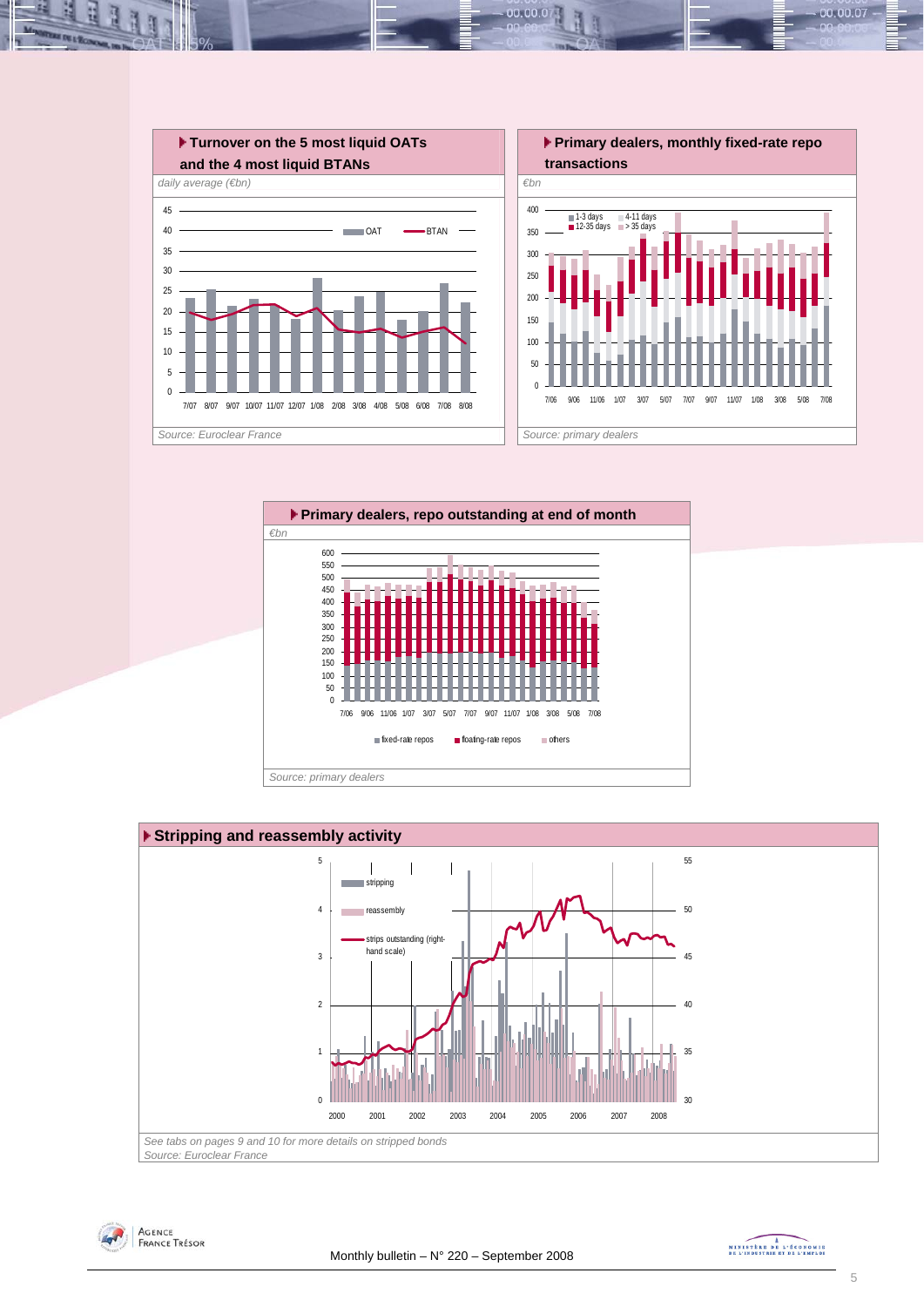## Turnover on the 5 most liquid OATs and the 4 most liquid BTANs

*daily average (€bn)*

Legend: OAT, BTAN

X-axis: 7/07, 8/07, 9/07, 10/07, 11/07, 12/07, 1/08, 2/08, 3/08, 4/08, 5/08, 6/08, 7/08, 8/08

Y-axis: 0, 5, 10, 15, 20, 25, 30, 35, 40, 45

*Source: Euroclear France*

## Primary dealers, monthly fixed-rate repo transactions

*€bn*

Legend: 1-3 days, 4-11 days, 12-35 days, > 35 days

X-axis: 7/06, 9/06, 11/06, 1/07, 3/07, 5/07, 7/07, 9/07, 11/07, 1/08, 3/08, 5/08, 7/08

Y-axis: 0, 50, 100, 150, 200, 250, 300, 350, 400

*Source: primary dealers*

## Primary dealers, repo outstanding at end of month

*€bn*

X-axis: 7/06, 9/06, 11/06, 1/07, 3/07, 5/07, 7/07, 9/07, 11/07, 1/08, 3/08, 5/08, 7/08

Y-axis: 0, 50, 100, 150, 200, 250, 300, 350, 400, 450, 500, 550, 600

Legend: fixed-rate repos, floating-rate repos, others

*Source: primary dealers*

## Stripping and reassembly activity

Legend: stripping, reassembly, strips outstanding (right-hand scale)

X-axis: 2000, 2001, 2002, 2003, 2004, 2005, 2006, 2007, 2008

Left axis: 0, 1, 2, 3, 4, 5

Right axis: 30, 35, 40, 45, 50, 55

*See tabs on pages 9 and 10 for more details on stripped bonds*

*Source: Euroclear France*

Monthly bulletin – N° 220 – September 2008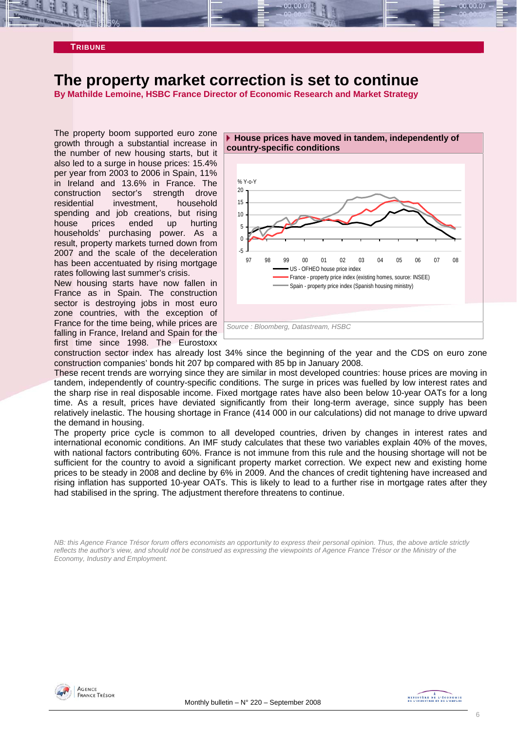**TRIBUNE**

# The property market correction is set to continue

**By Mathilde Lemoine, HSBC France Director of Economic Research and Market Strategy**

The property boom supported euro zone growth through a substantial increase in the number of new housing starts, but it also led to a surge in house prices: 15.4% per year from 2003 to 2006 in Spain, 11% in Ireland and 13.6% in France. The construction sector's strength drove residential investment, household spending and job creations, but rising house prices ended up hurting households' purchasing power. As a result, property markets turned down from 2007 and the scale of the deceleration has been accentuated by rising mortgage rates following last summer's crisis.

New housing starts have now fallen in France as in Spain. The construction sector is destroying jobs in most euro zone countries, with the exception of France for the time being, while prices are falling in France, Ireland and Spain for the first time since 1998. The Eurostoxx construction sector index has already lost 34% since the beginning of the year and the CDS on euro zone construction companies' bonds hit 207 bp compared with 85 bp in January 2008.

**House prices have moved in tandem, independently of country-specific conditions**

Source : Bloomberg, Datastream, HSBC

These recent trends are worrying since they are similar in most developed countries: house prices are moving in tandem, independently of country-specific conditions. The surge in prices was fuelled by low interest rates and the sharp rise in real disposable income. Fixed mortgage rates have also been below 10-year OATs for a long time. As a result, prices have deviated significantly from their long-term average, since supply has been relatively inelastic. The housing shortage in France (414 000 in our calculations) did not manage to drive upward the demand in housing.

The property price cycle is common to all developed countries, driven by changes in interest rates and international economic conditions. An IMF study calculates that these two variables explain 40% of the moves, with national factors contributing 60%. France is not immune from this rule and the housing shortage will not be sufficient for the country to avoid a significant property market correction. We expect new and existing home prices to be steady in 2008 and decline by 6% in 2009. And the chances of credit tightening have increased and rising inflation has supported 10-year OATs. This is likely to lead to a further rise in mortgage rates after they had stabilised in the spring. The adjustment therefore threatens to continue.

*NB: this Agence France Trésor forum offers economists an opportunity to express their personal opinion. Thus, the above article strictly reflects the author's view, and should not be construed as expressing the viewpoints of Agence France Trésor or the Ministry of the Economy, Industry and Employment.*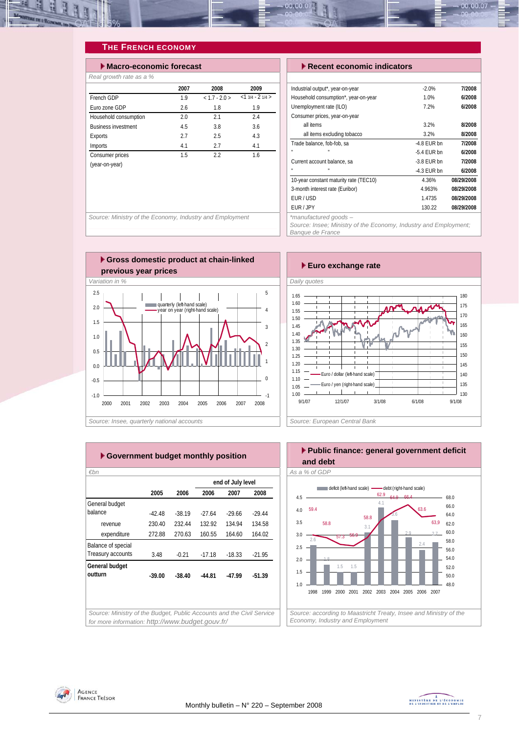# The French Economy

## Macro-economic forecast

*Real growth rate as a %*

| | 2007 | 2008 | 2009 |
|---|---|---|---|
| French GDP | 1.9 | < 1.7 - 2.0 > | <1 3/4 - 2 1/4 > |
| Euro zone GDP | 2.6 | 1.8 | 1.9 |
| Household consumption | 2.0 | 2.1 | 2.4 |
| Business investment | 4.5 | 3.8 | 3.6 |
| Exports | 2.7 | 2.5 | 4.3 |
| Imports | 4.1 | 2.7 | 4.1 |
| Consumer prices (year-on-year) | 1.5 | 2.2 | 1.6 |

*Source: Ministry of the Economy, Industry and Employment*

## Recent economic indicators

| | | |
|---|---|---|
| Industrial output*, year-on-year | -2.0% | 7/2008 |
| Household consumption*, year-on-year | 1.0% | 6/2008 |
| Unemployment rate (ILO) | 7.2% | 6/2008 |
| Consumer prices, year-on-year | | |
| all items | 3.2% | 8/2008 |
| all items excluding tobacco | 3.2% | 8/2008 |
| Trade balance, fob-fob, sa | -4.8 EUR bn | 7/2008 |
| " " | -5.4 EUR bn | 6/2008 |
| Current account balance, sa | -3.8 EUR bn | 7/2008 |
| " " | -4.3 EUR bn | 6/2008 |
| 10-year constant maturity rate (TEC10) | 4.36% | 08/29/2008 |
| 3-month interest rate (Euribor) | 4.963% | 08/29/2008 |
| EUR / USD | 1.4735 | 08/29/2008 |
| EUR / JPY | 130.22 | 08/29/2008 |

*manufactured goods –
*Source: Insee; Ministry of the Economy, Industry and Employment; Banque de France*

## Gross domestic product at chain-linked previous year prices

*Variation in %*

quarterly (left-hand scale) — year on year (right-hand scale)

*Source: Insee, quarterly national accounts*

## Euro exchange rate

*Daily quotes*

Euro / dollar (left-hand scale) — Euro / yen (right-hand scale)

*Source: European Central Bank*

## Government budget monthly position

*€bn*

| | 2005 | 2006 | end of July level 2006 | 2007 | 2008 |
|---|---|---|---|---|---|
| General budget balance | -42.48 | -38.19 | -27.64 | -29.66 | -29.44 |
| revenue | 230.40 | 232.44 | 132.92 | 134.94 | 134.58 |
| expenditure | 272.88 | 270.63 | 160.55 | 164.60 | 164.02 |
| Balance of special Treasury accounts | 3.48 | -0.21 | -17.18 | -18.33 | -21.95 |
| **General budget outturn** | **-39.00** | **-38.40** | **-44.81** | **-47.99** | **-51.39** |

*Source: Ministry of the Budget, Public Accounts and the Civil Service*
*for more information: http://www.budget.gouv.fr/*

## Public finance: general government deficit and debt

*As a % of GDP*

| | 1998 | 1999 | 2000 | 2001 | 2002 | 2003 | 2004 | 2005 | 2006 | 2007 |
|---|---|---|---|---|---|---|---|---|---|---|
| deficit (left-hand scale) | 2.6 | 1.8 | 1.5 | 1.5 | 3.1 | 4.1 | 3.6 | 2.9 | 2.4 | 2.7 |
| debt (right-hand scale) | 59.4 | 58.8 | 57.3 | 56.9 | 58.8 | 62.9 | 64.9 | 66.4 | 63.6 | 63.9 |

*Source: according to Maastricht Treaty, Insee and Ministry of the Economy, Industry and Employment*

Monthly bulletin – N° 220 – September 2008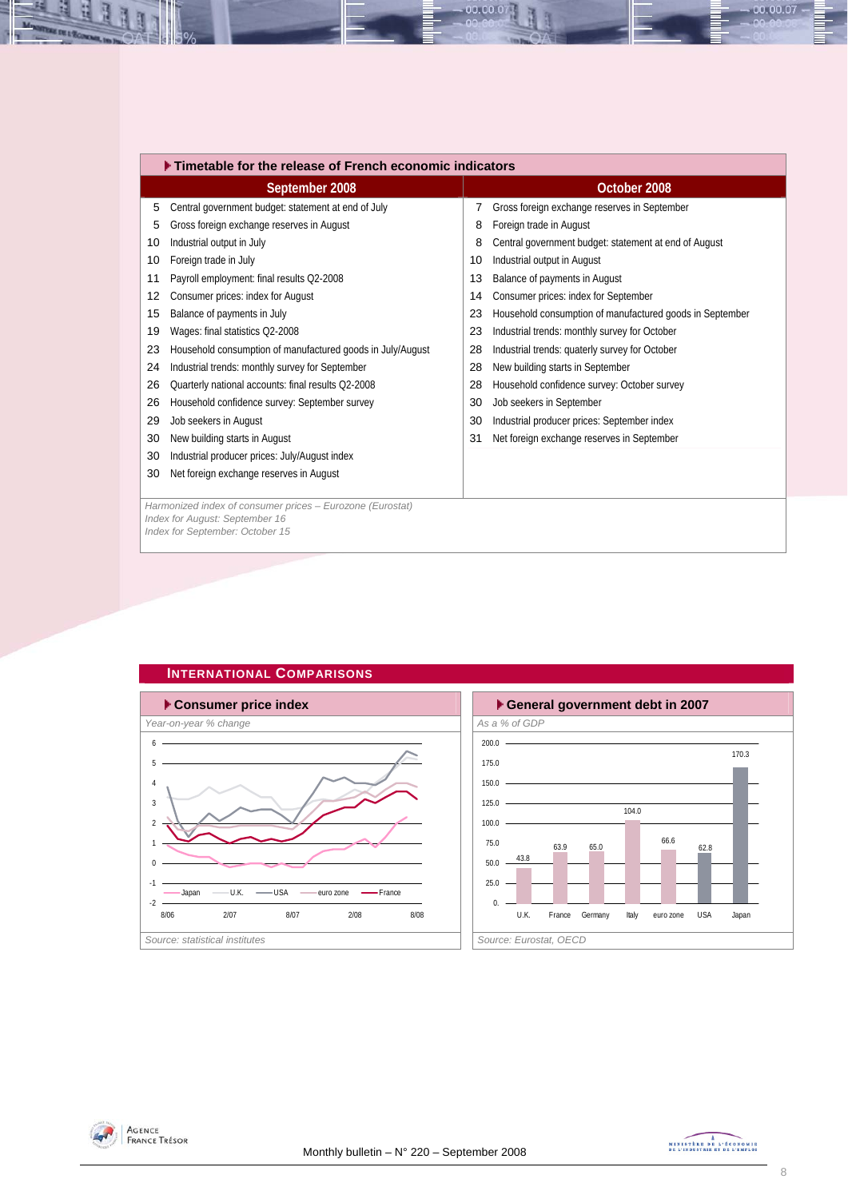## Timetable for the release of French economic indicators

| September 2008 | | October 2008 | |
|---|---|---|---|
| 5 | Central government budget: statement at end of July | 7 | Gross foreign exchange reserves in September |
| 5 | Gross foreign exchange reserves in August | 8 | Foreign trade in August |
| 10 | Industrial output in July | 8 | Central government budget: statement at end of August |
| 10 | Foreign trade in July | 10 | Industrial output in August |
| 11 | Payroll employment: final results Q2-2008 | 13 | Balance of payments in August |
| 12 | Consumer prices: index for August | 14 | Consumer prices: index for September |
| 15 | Balance of payments in July | 23 | Household consumption of manufactured goods in September |
| 19 | Wages: final statistics Q2-2008 | 23 | Industrial trends: monthly survey for October |
| 23 | Household consumption of manufactured goods in July/August | 28 | Industrial trends: quaterly survey for October |
| 24 | Industrial trends: monthly survey for September | 28 | New building starts in September |
| 26 | Quarterly national accounts: final results Q2-2008 | 28 | Household confidence survey: October survey |
| 26 | Household confidence survey: September survey | 30 | Job seekers in September |
| 29 | Job seekers in August | 30 | Industrial producer prices: September index |
| 30 | New building starts in August | 31 | Net foreign exchange reserves in September |
| 30 | Industrial producer prices: July/August index | | |
| 30 | Net foreign exchange reserves in August | | |

*Harmonized index of consumer prices – Eurozone (Eurostat)*
*Index for August: September 16*
*Index for September: October 15*

## International Comparisons

### Consumer price index

*Year-on-year % change*

Legend: Japan, U.K., USA, euro zone, France

*Source: statistical institutes*

### General government debt in 2007

*As a % of GDP*

| U.K. | France | Germany | Italy | euro zone | USA | Japan |
|---|---|---|---|---|---|---|
| 43.8 | 63.9 | 65.0 | 104.0 | 66.6 | 62.8 | 170.3 |

*Source: Eurostat, OECD*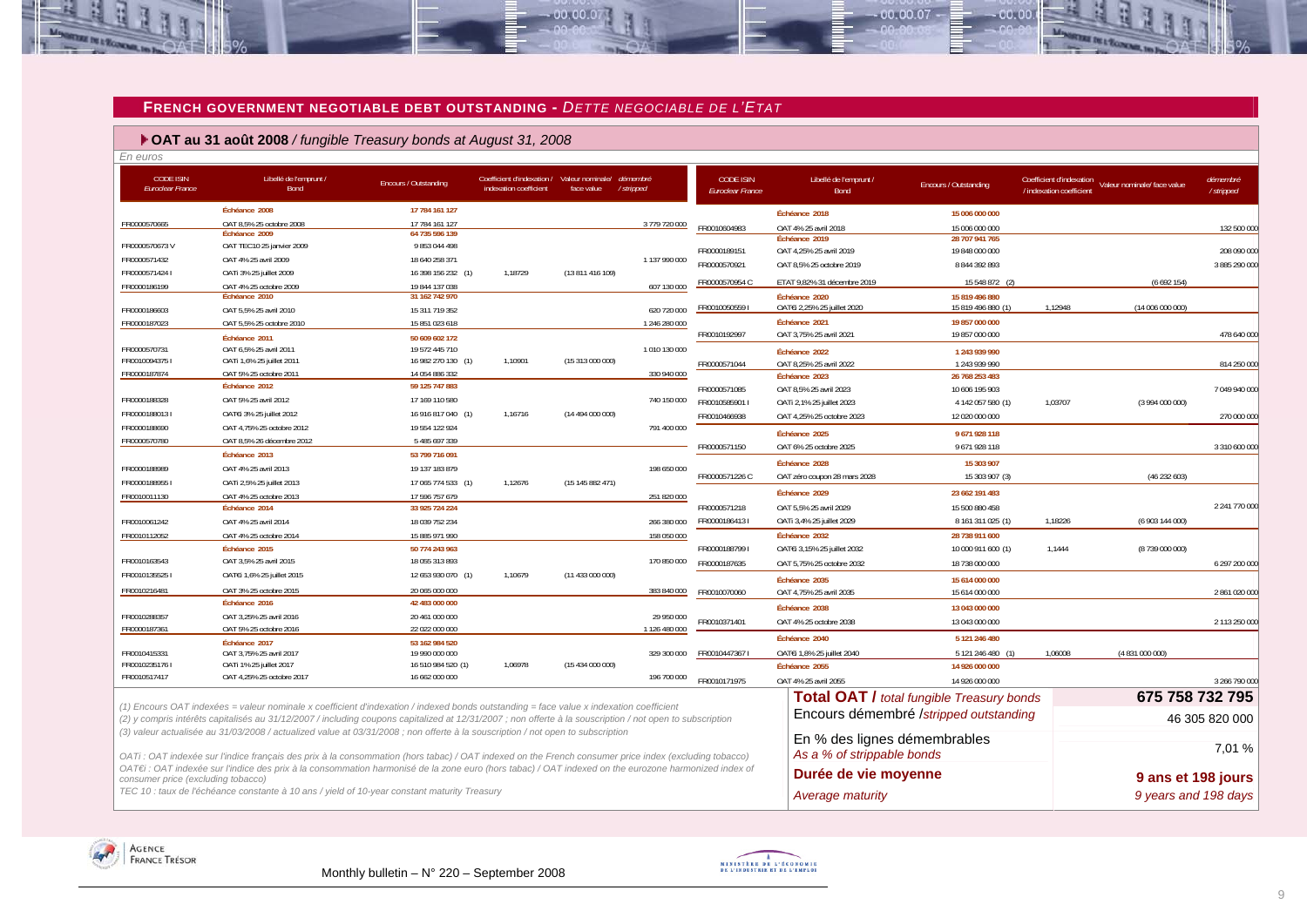## FRENCH GOVERNMENT NEGOTIABLE DEBT OUTSTANDING - *DETTE NEGOCIABLE DE L'ETAT*

### ▶ OAT au 31 août 2008 / *fungible Treasury bonds at August 31, 2008*

*En euros*

| CODE ISIN *Euroclear France* | Libellé de l'emprunt / Bond | Encours / Outstanding | Coefficient d'indexation / indexation coefficient | Valeur nominale/ face value | démembré / stripped |
|---|---|---|---|---|---|
| | **Échéance 2008** | **17 784 161 127** | | | |
| FR0000570665 | OAT 8,5% 25 octobre 2008 | 17 784 161 127 | | | 3 779 720 000 |
| | **Échéance 2009** | **64 735 596 139** | | | |
| FR0000570673 V | OAT TEC10 25 janvier 2009 | 9 853 044 498 | | | |
| FR0000571432 | OAT 4% 25 avril 2009 | 18 640 258 371 | | | 1 137 990 000 |
| FR0000571424 I | OATi 3% 25 juillet 2009 | 16 398 156 232 (1) | 1,18729 | (13 811 416 109) | |
| FR0000186199 | OAT 4% 25 octobre 2009 | 19 844 137 038 | | | 607 130 000 |
| | **Échéance 2010** | **31 162 742 970** | | | |
| FR0000186603 | OAT 5,5% 25 avril 2010 | 15 311 719 352 | | | 620 720 000 |
| FR0000187023 | OAT 5,5% 25 octobre 2010 | 15 851 023 618 | | | 1 246 280 000 |
| | **Échéance 2011** | **50 609 602 172** | | | |
| FR0000570731 | OAT 6,5% 25 avril 2011 | 19 572 445 710 | | | 1 010 130 000 |
| FR0010094375 I | OATi 1,6% 25 juillet 2011 | 16 982 270 130 (1) | 1,10901 | (15 313 000 000) | |
| FR0000187874 | OAT 5% 25 octobre 2011 | 14 054 886 332 | | | 330 940 000 |
| | **Échéance 2012** | **59 125 747 883** | | | |
| FR0000188328 | OAT 5% 25 avril 2012 | 17 169 110 580 | | | 740 150 000 |
| FR0000188013 I | OAT€i 3% 25 juillet 2012 | 16 916 817 040 (1) | 1,16716 | (14 494 000 000) | |
| FR0000188690 | OAT 4,75% 25 octobre 2012 | 19 554 122 924 | | | 791 400 000 |
| FR0000570780 | OAT 8,5% 26 décembre 2012 | 5 485 697 339 | | | |
| | **Échéance 2013** | **53 799 716 091** | | | |
| FR0000188989 | OAT 4% 25 avril 2013 | 19 137 183 879 | | | 198 650 000 |
| FR0000188955 I | OATi 2,5% 25 juillet 2013 | 17 065 774 533 (1) | 1,12676 | (15 145 882 471) | |
| FR0010011130 | OAT 4% 25 octobre 2013 | 17 596 757 679 | | | 251 820 000 |
| | **Échéance 2014** | **33 925 724 224** | | | |
| FR0010061242 | OAT 4% 25 avril 2014 | 18 039 752 234 | | | 266 380 000 |
| FR0010112052 | OAT 4% 25 octobre 2014 | 15 885 971 990 | | | 158 050 000 |
| | **Échéance 2015** | **50 774 243 963** | | | |
| FR0010163543 | OAT 3,5% 25 avril 2015 | 18 055 313 893 | | | 170 850 000 |
| FR0010135525 I | OAT€i 1,6% 25 juillet 2015 | 12 653 930 070 (1) | 1,10679 | (11 433 000 000) | |
| FR0010216481 | OAT 3% 25 octobre 2015 | 20 065 000 000 | | | 383 840 000 |
| | **Échéance 2016** | **42 483 000 000** | | | |
| FR0010288357 | OAT 3,25% 25 avril 2016 | 20 461 000 000 | | | 29 950 000 |
| FR0000187361 | OAT 5% 25 octobre 2016 | 22 022 000 000 | | | 1 126 480 000 |
| | **Échéance 2017** | **53 162 984 520** | | | |
| FR0010415331 | OAT 3,75% 25 avril 2017 | 19 990 000 000 | | | 329 300 000 |
| FR0010235176 I | OATi 1% 25 juillet 2017 | 16 510 984 520 (1) | 1,06978 | (15 434 000 000) | |
| FR0010517417 | OAT 4,25% 25 octobre 2017 | 16 662 000 000 | | | 196 700 000 |
| | **Échéance 2018** | **15 006 000 000** | | | |
| FR0010604983 | OAT 4% 25 avril 2018 | 15 006 000 000 | | | 132 500 000 |
| | **Échéance 2019** | **28 707 941 765** | | | |
| FR0000189151 | OAT 4,25% 25 avril 2019 | 19 848 000 000 | | | 208 090 000 |
| FR0000570921 | OAT 8,5% 25 octobre 2019 | 8 844 392 893 | | | 3 885 290 000 |
| FR0000570954 C | ETAT 9,82% 31 décembre 2019 | 15 548 872 (2) | | (6 692 154) | |
| | **Échéance 2020** | **15 819 496 880** | | | |
| FR0010050559 I | OAT€i 2,25% 25 juillet 2020 | 15 819 496 880 (1) | 1,12948 | (14 006 000 000) | |
| | **Échéance 2021** | **19 857 000 000** | | | |
| FR0010192997 | OAT 3,75% 25 avril 2021 | 19 857 000 000 | | | 478 640 000 |
| | **Échéance 2022** | **1 243 939 990** | | | |
| FR0000571044 | OAT 8,25% 25 avril 2022 | 1 243 939 990 | | | 814 250 000 |
| | **Échéance 2023** | **26 768 253 483** | | | |
| FR0000571085 | OAT 8,5% 25 avril 2023 | 10 606 195 903 | | | 7 049 940 000 |
| FR0010585901 I | OATi 2,1% 25 juillet 2023 | 4 142 057 580 (1) | 1,03707 | (3 994 000 000) | |
| FR0010466938 | OAT 4,25% 25 octobre 2023 | 12 020 000 000 | | | 270 000 000 |
| | **Échéance 2025** | **9 671 928 118** | | | |
| FR0000571150 | OAT 6% 25 octobre 2025 | 9 671 928 118 | | | 3 310 600 000 |
| | **Échéance 2028** | **15 303 907** | | | |
| FR0000571226 C | OAT zéro coupon 28 mars 2028 | 15 303 907 (3) | | (46 232 603) | |
| | **Échéance 2029** | **23 662 191 483** | | | |
| FR0000571218 | OAT 5,5% 25 avril 2029 | 15 500 880 458 | | | 2 241 770 000 |
| FR0000186413 I | OATi 3,4% 25 juillet 2029 | 8 161 311 025 (1) | 1,18226 | (6 903 144 000) | |
| | **Échéance 2032** | **28 738 911 600** | | | |
| FR0000188799 I | OAT€i 3,15% 25 juillet 2032 | 10 000 911 600 (1) | 1,1444 | (8 739 000 000) | |
| FR0000187635 | OAT 5,75% 25 octobre 2032 | 18 738 000 000 | | | 6 297 200 000 |
| | **Échéance 2035** | **15 614 000 000** | | | |
| FR0010070060 | OAT 4,75% 25 avril 2035 | 15 614 000 000 | | | 2 861 020 000 |
| | **Échéance 2038** | **13 043 000 000** | | | |
| FR0010371401 | OAT 4% 25 octobre 2038 | 13 043 000 000 | | | 2 113 250 000 |
| | **Échéance 2040** | **5 121 246 480** | | | |
| FR0010447367 I | OAT€i 1,8% 25 juillet 2040 | 5 121 246 480 (1) | 1,06008 | (4 831 000 000) | |
| | **Échéance 2055** | **14 926 000 000** | | | |
| FR0010171975 | OAT 4% 25 avril 2055 | 14 926 000 000 | | | 3 266 790 000 |

| | |
|---|---|
| **Total OAT /** *total fungible Treasury bonds* | **675 758 732 795** |
| Encours démembré /*stripped outstanding* | 46 305 820 000 |
| En % des lignes démembrables *As a % of strippable bonds* | 7,01 % |
| **Durée de vie moyenne** *Average maturity* | **9 ans et 198 jours** *9 years and 198 days* |

*(1) Encours OAT indexées = valeur nominale x coefficient d'indexation / indexed bonds outstanding = face value x indexation coefficient*
*(2) y compris intérêts capitalisés au 31/12/2007 / including coupons capitalized at 12/31/2007 ; non offerte à la souscription / not open to subscription*
*(3) valeur actualisée au 31/03/2008 / actualized value at 03/31/2008 ; non offerte à la souscription / not open to subscription*

*OATi : OAT indexée sur l'indice français des prix à la consommation (hors tabac) / OAT indexed on the French consumer price index (excluding tobacco)*
*OAT€i : OAT indexée sur l'indice des prix à la consommation harmonisé de la zone euro (hors tabac) / OAT indexed on the eurozone harmonized index of consumer price (excluding tobacco)*
*TEC 10 : taux de l'échéance constante à 10 ans / yield of 10-year constant maturity Treasury*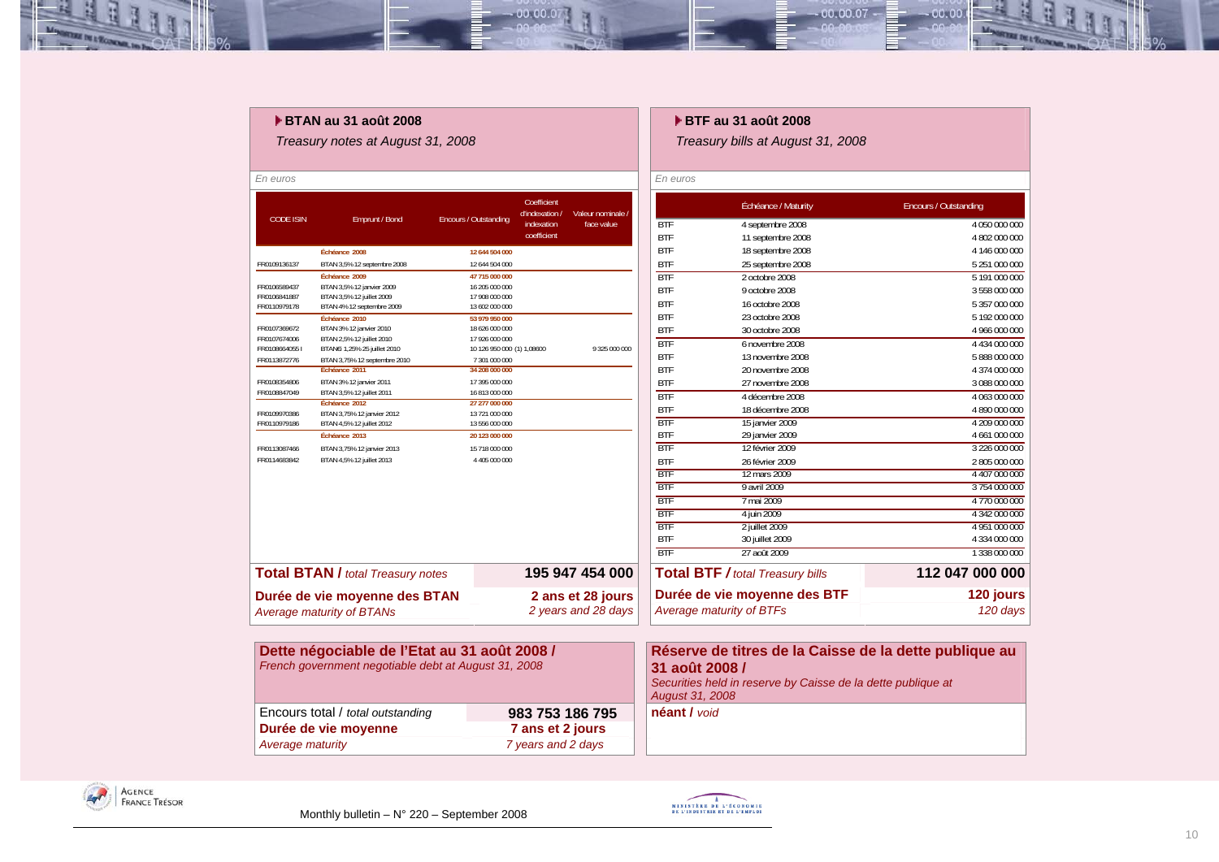## BTAN au 31 août 2008

*Treasury notes at August 31, 2008*

*En euros*

| CODE ISIN | Emprunt / Bond | Encours / Outstanding | Coefficient d'indexation / indexation coefficient | Valeur nominale / face value |
|---|---|---|---|---|
| | **Échéance 2008** | **12 644 504 000** | | |
| FR0109136137 | BTAN 3,5% 12 septembre 2008 | 12 644 504 000 | | |
| | **Échéance 2009** | **47 715 000 000** | | |
| FR0106589437 | BTAN 3,5% 12 janvier 2009 | 16 205 000 000 | | |
| FR0106841887 | BTAN 3,5% 12 juillet 2009 | 17 908 000 000 | | |
| FR0110979178 | BTAN 4% 12 septembre 2009 | 13 602 000 000 | | |
| | **Échéance 2010** | **53 979 950 000** | | |
| FR0107369672 | BTAN 3% 12 janvier 2010 | 18 626 000 000 | | |
| FR0107674006 | BTAN 2,5% 12 juillet 2010 | 17 926 000 000 | | |
| FR0108664055 I | BTANi 1,25% 25 juillet 2010 | 10 126 950 000 (1) | 1,08600 | 9 325 000 000 |
| FR0113872776 | BTAN 3,75% 12 septembre 2010 | 7 301 000 000 | | |
| | **Échéance 2011** | **34 208 000 000** | | |
| FR0108354806 | BTAN 3% 12 janvier 2011 | 17 395 000 000 | | |
| FR0108847049 | BTAN 3,5% 12 juillet 2011 | 16 813 000 000 | | |
| | **Échéance 2012** | **27 277 000 000** | | |
| FR0109970386 | BTAN 3,75% 12 janvier 2012 | 13 721 000 000 | | |
| FR0110979186 | BTAN 4,5% 12 juillet 2012 | 13 556 000 000 | | |
| | **Échéance 2013** | **20 123 000 000** | | |
| FR0113087466 | BTAN 3,75% 12 janvier 2013 | 15 718 000 000 | | |
| FR0114683842 | BTAN 4,5% 12 juillet 2013 | 4 405 000 000 | | |

| | |
|---|---|
| **Total BTAN /** *total Treasury notes* | **195 947 454 000** |
| **Durée de vie moyenne des BTAN** | **2 ans et 28 jours** |
| *Average maturity of BTANs* | *2 years and 28 days* |

## BTF au 31 août 2008

*Treasury bills at August 31, 2008*

*En euros*

| | Échéance / Maturity | Encours / Outstanding |
|---|---|---|
| BTF | 4 septembre 2008 | 4 050 000 000 |
| BTF | 11 septembre 2008 | 4 802 000 000 |
| BTF | 18 septembre 2008 | 4 146 000 000 |
| BTF | 25 septembre 2008 | 5 251 000 000 |
| BTF | 2 octobre 2008 | 5 191 000 000 |
| BTF | 9 octobre 2008 | 3 558 000 000 |
| BTF | 16 octobre 2008 | 5 357 000 000 |
| BTF | 23 octobre 2008 | 5 192 000 000 |
| BTF | 30 octobre 2008 | 4 966 000 000 |
| BTF | 6 novembre 2008 | 4 434 000 000 |
| BTF | 13 novembre 2008 | 5 888 000 000 |
| BTF | 20 novembre 2008 | 4 374 000 000 |
| BTF | 27 novembre 2008 | 3 088 000 000 |
| BTF | 4 décembre 2008 | 4 063 000 000 |
| BTF | 18 décembre 2008 | 4 890 000 000 |
| BTF | 15 janvier 2009 | 4 209 000 000 |
| BTF | 29 janvier 2009 | 4 661 000 000 |
| BTF | 12 février 2009 | 3 226 000 000 |
| BTF | 26 février 2009 | 2 805 000 000 |
| BTF | 12 mars 2009 | 4 407 000 000 |
| BTF | 9 avril 2009 | 3 754 000 000 |
| BTF | 7 mai 2009 | 4 770 000 000 |
| BTF | 4 juin 2009 | 4 342 000 000 |
| BTF | 2 juillet 2009 | 4 951 000 000 |
| BTF | 30 juillet 2009 | 4 334 000 000 |
| BTF | 27 août 2009 | 1 338 000 000 |

| | |
|---|---|
| **Total BTF /** *total Treasury bills* | **112 047 000 000** |
| **Durée de vie moyenne des BTF** | **120 jours** |
| *Average maturity of BTFs* | *120 days* |

## Dette négociable de l'Etat au 31 août 2008 /

*French government negotiable debt at August 31, 2008*

| | |
|---|---|
| Encours total / *total outstanding* | **983 753 186 795** |
| **Durée de vie moyenne** | **7 ans et 2 jours** |
| *Average maturity* | *7 years and 2 days* |

## Réserve de titres de la Caisse de la dette publique au 31 août 2008 /

*Securities held in reserve by Caisse de la dette publique at August 31, 2008*

**néant /** *void*

Monthly bulletin – N° 220 – September 2008